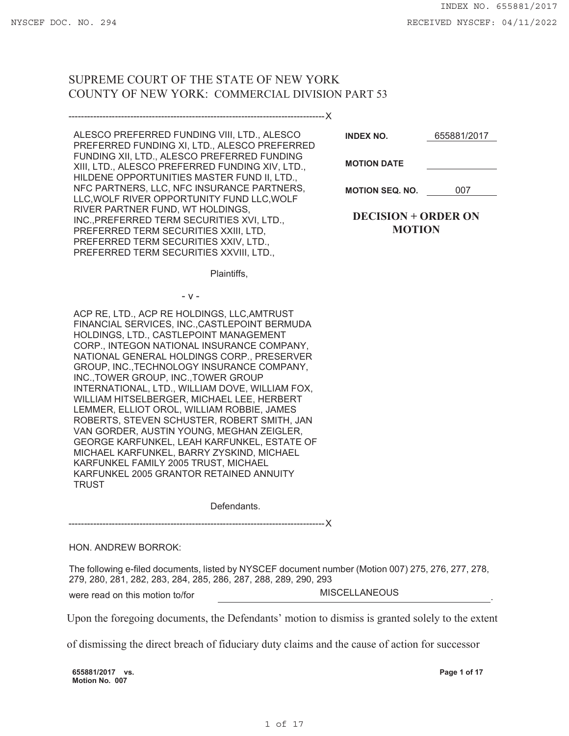SUPREME COURT OF THE STATE OF NEW YORK
COUNTY OF NEW YORK: COMMERCIAL DIVISION PART 53

---

ALESCO PREFERRED FUNDING VIII, LTD., ALESCO PREFERRED FUNDING XI, LTD., ALESCO PREFERRED FUNDING XII, LTD., ALESCO PREFERRED FUNDING XIII, LTD., ALESCO PREFERRED FUNDING XIV, LTD., HILDENE OPPORTUNITIES MASTER FUND II, LTD., NFC PARTNERS, LLC, NFC INSURANCE PARTNERS, LLC,WOLF RIVER OPPORTUNITY FUND LLC,WOLF RIVER PARTNER FUND, WT HOLDINGS, INC.,PREFERRED TERM SECURITIES XVI, LTD., PREFERRED TERM SECURITIES XXIII, LTD, PREFERRED TERM SECURITIES XXIV, LTD., PREFERRED TERM SECURITIES XXVIII, LTD.,

Plaintiffs,

- v -

ACP RE, LTD., ACP RE HOLDINGS, LLC,AMTRUST FINANCIAL SERVICES, INC.,CASTLEPOINT BERMUDA HOLDINGS, LTD., CASTLEPOINT MANAGEMENT CORP., INTEGON NATIONAL INSURANCE COMPANY, NATIONAL GENERAL HOLDINGS CORP., PRESERVER GROUP, INC.,TECHNOLOGY INSURANCE COMPANY, INC.,TOWER GROUP, INC.,TOWER GROUP INTERNATIONAL, LTD., WILLIAM DOVE, WILLIAM FOX, WILLIAM HITSELBERGER, MICHAEL LEE, HERBERT LEMMER, ELLIOT OROL, WILLIAM ROBBIE, JAMES ROBERTS, STEVEN SCHUSTER, ROBERT SMITH, JAN VAN GORDER, AUSTIN YOUNG, MEGHAN ZEIGLER, GEORGE KARFUNKEL, LEAH KARFUNKEL, ESTATE OF MICHAEL KARFUNKEL, BARRY ZYSKIND, MICHAEL KARFUNKEL FAMILY 2005 TRUST, MICHAEL KARFUNKEL 2005 GRANTOR RETAINED ANNUITY TRUST

Defendants.

---

| | |
|---|---|
| **INDEX NO.** | 655881/2017 |
| **MOTION DATE** | |
| **MOTION SEQ. NO.** | 007 |

**DECISION + ORDER ON MOTION**

HON. ANDREW BORROK:

The following e-filed documents, listed by NYSCEF document number (Motion 007) 275, 276, 277, 278, 279, 280, 281, 282, 283, 284, 285, 286, 287, 288, 289, 290, 293

were read on this motion to/for MISCELLANEOUS.

Upon the foregoing documents, the Defendants' motion to dismiss is granted solely to the extent of dismissing the direct breach of fiduciary duty claims and the cause of action for successor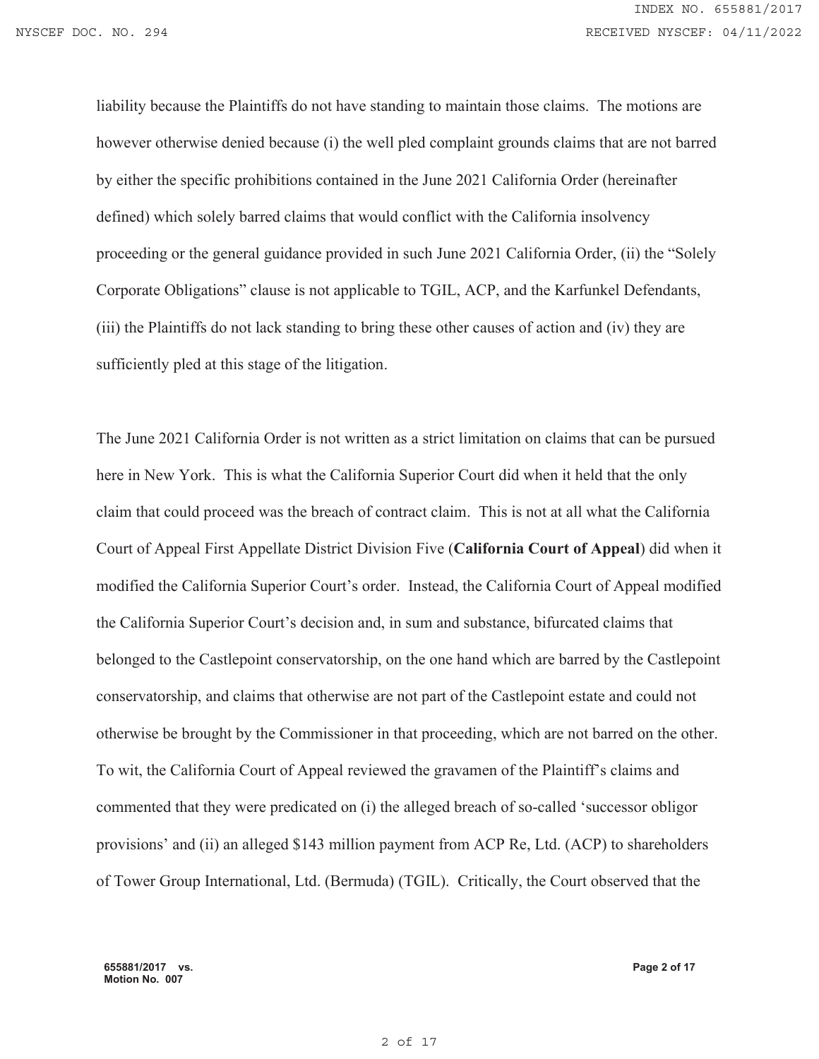liability because the Plaintiffs do not have standing to maintain those claims. The motions are however otherwise denied because (i) the well pled complaint grounds claims that are not barred by either the specific prohibitions contained in the June 2021 California Order (hereinafter defined) which solely barred claims that would conflict with the California insolvency proceeding or the general guidance provided in such June 2021 California Order, (ii) the "Solely Corporate Obligations" clause is not applicable to TGIL, ACP, and the Karfunkel Defendants, (iii) the Plaintiffs do not lack standing to bring these other causes of action and (iv) they are sufficiently pled at this stage of the litigation.

The June 2021 California Order is not written as a strict limitation on claims that can be pursued here in New York. This is what the California Superior Court did when it held that the only claim that could proceed was the breach of contract claim. This is not at all what the California Court of Appeal First Appellate District Division Five (**California Court of Appeal**) did when it modified the California Superior Court's order. Instead, the California Court of Appeal modified the California Superior Court's decision and, in sum and substance, bifurcated claims that belonged to the Castlepoint conservatorship, on the one hand which are barred by the Castlepoint conservatorship, and claims that otherwise are not part of the Castlepoint estate and could not otherwise be brought by the Commissioner in that proceeding, which are not barred on the other. To wit, the California Court of Appeal reviewed the gravamen of the Plaintiff's claims and commented that they were predicated on (i) the alleged breach of so-called 'successor obligor provisions' and (ii) an alleged $143 million payment from ACP Re, Ltd. (ACP) to shareholders of Tower Group International, Ltd. (Bermuda) (TGIL). Critically, the Court observed that the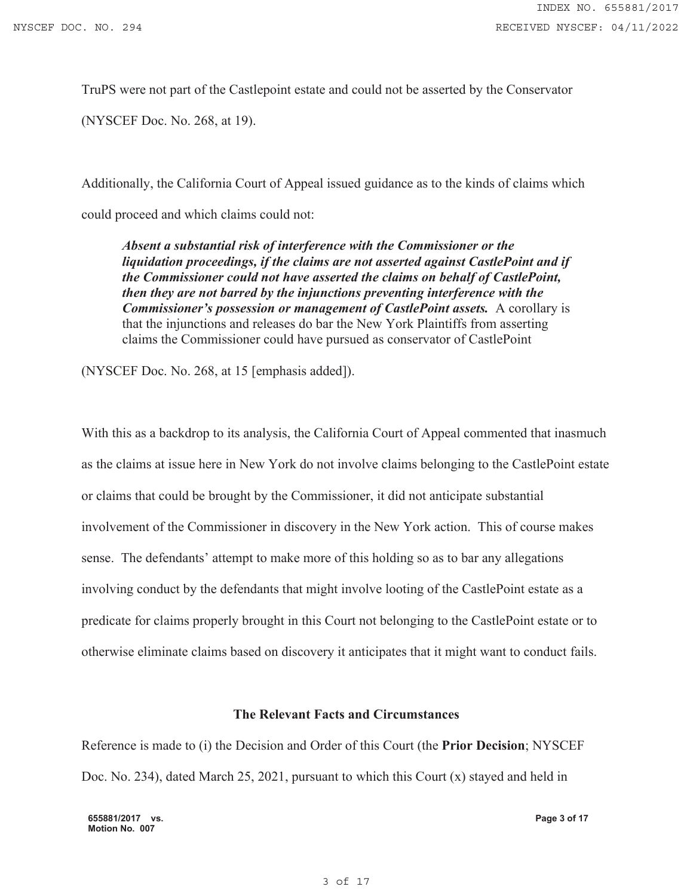TruPS were not part of the Castlepoint estate and could not be asserted by the Conservator (NYSCEF Doc. No. 268, at 19).

Additionally, the California Court of Appeal issued guidance as to the kinds of claims which could proceed and which claims could not:

> ***Absent a substantial risk of interference with the Commissioner or the liquidation proceedings, if the claims are not asserted against CastlePoint and if the Commissioner could not have asserted the claims on behalf of CastlePoint, then they are not barred by the injunctions preventing interference with the Commissioner's possession or management of CastlePoint assets.*** A corollary is that the injunctions and releases do bar the New York Plaintiffs from asserting claims the Commissioner could have pursued as conservator of CastlePoint

(NYSCEF Doc. No. 268, at 15 [emphasis added]).

With this as a backdrop to its analysis, the California Court of Appeal commented that inasmuch as the claims at issue here in New York do not involve claims belonging to the CastlePoint estate or claims that could be brought by the Commissioner, it did not anticipate substantial involvement of the Commissioner in discovery in the New York action. This of course makes sense. The defendants' attempt to make more of this holding so as to bar any allegations involving conduct by the defendants that might involve looting of the CastlePoint estate as a predicate for claims properly brought in this Court not belonging to the CastlePoint estate or to otherwise eliminate claims based on discovery it anticipates that it might want to conduct fails.

## The Relevant Facts and Circumstances

Reference is made to (i) the Decision and Order of this Court (the **Prior Decision**; NYSCEF Doc. No. 234), dated March 25, 2021, pursuant to which this Court (x) stayed and held in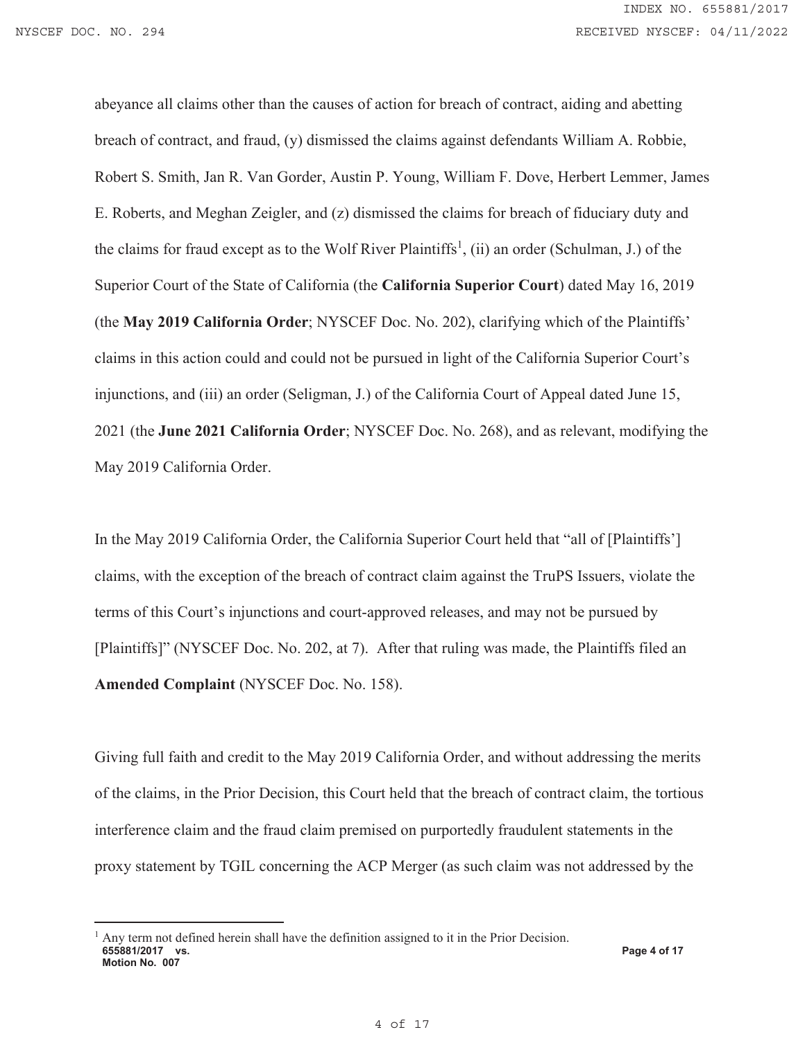abeyance all claims other than the causes of action for breach of contract, aiding and abetting breach of contract, and fraud, (y) dismissed the claims against defendants William A. Robbie, Robert S. Smith, Jan R. Van Gorder, Austin P. Young, William F. Dove, Herbert Lemmer, James E. Roberts, and Meghan Zeigler, and (z) dismissed the claims for breach of fiduciary duty and the claims for fraud except as to the Wolf River Plaintiffs[1], (ii) an order (Schulman, J.) of the Superior Court of the State of California (the **California Superior Court**) dated May 16, 2019 (the **May 2019 California Order**; NYSCEF Doc. No. 202), clarifying which of the Plaintiffs' claims in this action could and could not be pursued in light of the California Superior Court's injunctions, and (iii) an order (Seligman, J.) of the California Court of Appeal dated June 15, 2021 (the **June 2021 California Order**; NYSCEF Doc. No. 268), and as relevant, modifying the May 2019 California Order.

In the May 2019 California Order, the California Superior Court held that "all of [Plaintiffs'] claims, with the exception of the breach of contract claim against the TruPS Issuers, violate the terms of this Court's injunctions and court-approved releases, and may not be pursued by [Plaintiffs]" (NYSCEF Doc. No. 202, at 7). After that ruling was made, the Plaintiffs filed an **Amended Complaint** (NYSCEF Doc. No. 158).

Giving full faith and credit to the May 2019 California Order, and without addressing the merits of the claims, in the Prior Decision, this Court held that the breach of contract claim, the tortious interference claim and the fraud claim premised on purportedly fraudulent statements in the proxy statement by TGIL concerning the ACP Merger (as such claim was not addressed by the

[1] Any term not defined herein shall have the definition assigned to it in the Prior Decision.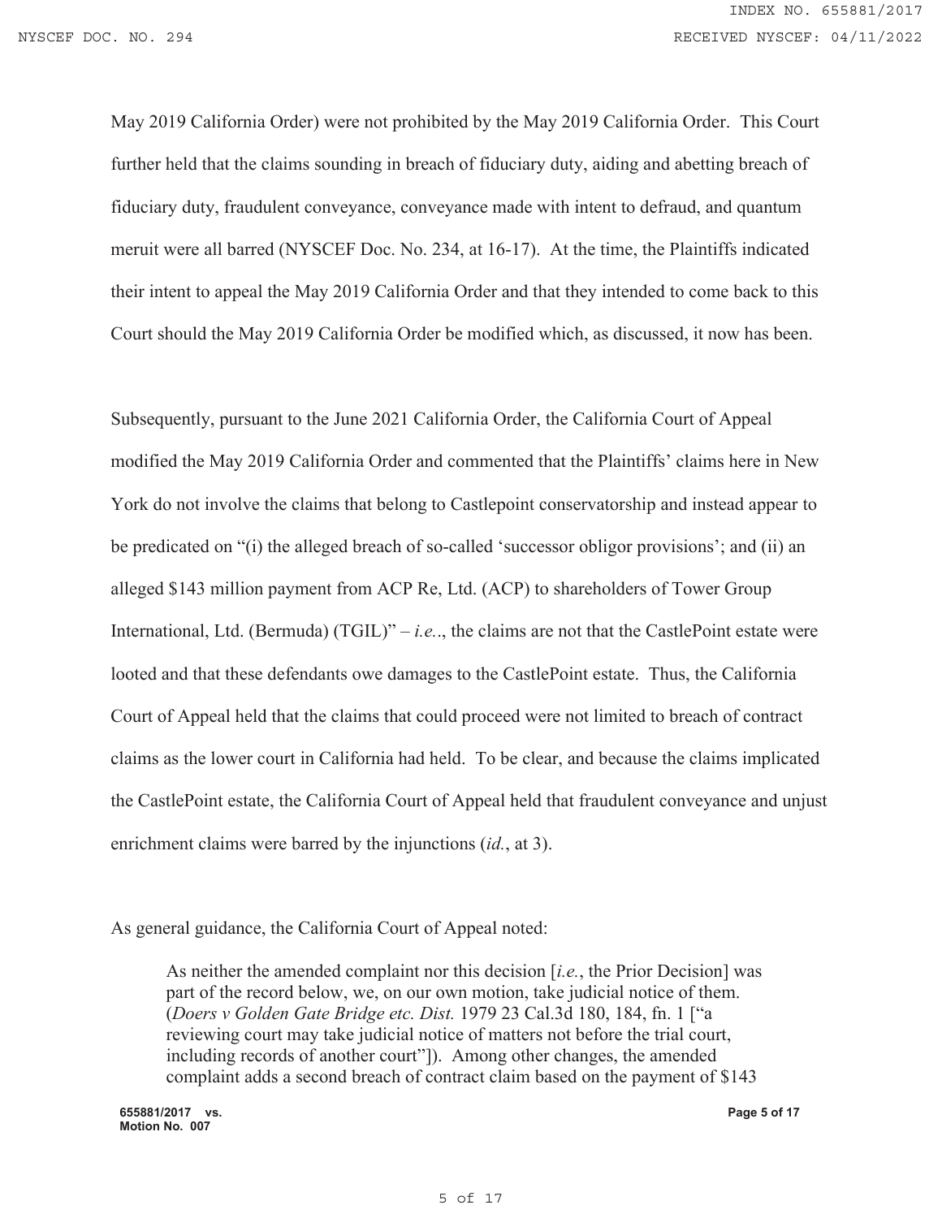May 2019 California Order) were not prohibited by the May 2019 California Order. This Court further held that the claims sounding in breach of fiduciary duty, aiding and abetting breach of fiduciary duty, fraudulent conveyance, conveyance made with intent to defraud, and quantum meruit were all barred (NYSCEF Doc. No. 234, at 16-17). At the time, the Plaintiffs indicated their intent to appeal the May 2019 California Order and that they intended to come back to this Court should the May 2019 California Order be modified which, as discussed, it now has been.

Subsequently, pursuant to the June 2021 California Order, the California Court of Appeal modified the May 2019 California Order and commented that the Plaintiffs' claims here in New York do not involve the claims that belong to Castlepoint conservatorship and instead appear to be predicated on "(i) the alleged breach of so-called 'successor obligor provisions'; and (ii) an alleged $143 million payment from ACP Re, Ltd. (ACP) to shareholders of Tower Group International, Ltd. (Bermuda) (TGIL)" – *i.e..*, the claims are not that the CastlePoint estate were looted and that these defendants owe damages to the CastlePoint estate. Thus, the California Court of Appeal held that the claims that could proceed were not limited to breach of contract claims as the lower court in California had held. To be clear, and because the claims implicated the CastlePoint estate, the California Court of Appeal held that fraudulent conveyance and unjust enrichment claims were barred by the injunctions (*id.*, at 3).

As general guidance, the California Court of Appeal noted:

> As neither the amended complaint nor this decision [*i.e.*, the Prior Decision] was part of the record below, we, on our own motion, take judicial notice of them. (*Doers v Golden Gate Bridge etc. Dist.* 1979 23 Cal.3d 180, 184, fn. 1 ["a reviewing court may take judicial notice of matters not before the trial court, including records of another court"]). Among other changes, the amended complaint adds a second breach of contract claim based on the payment of $143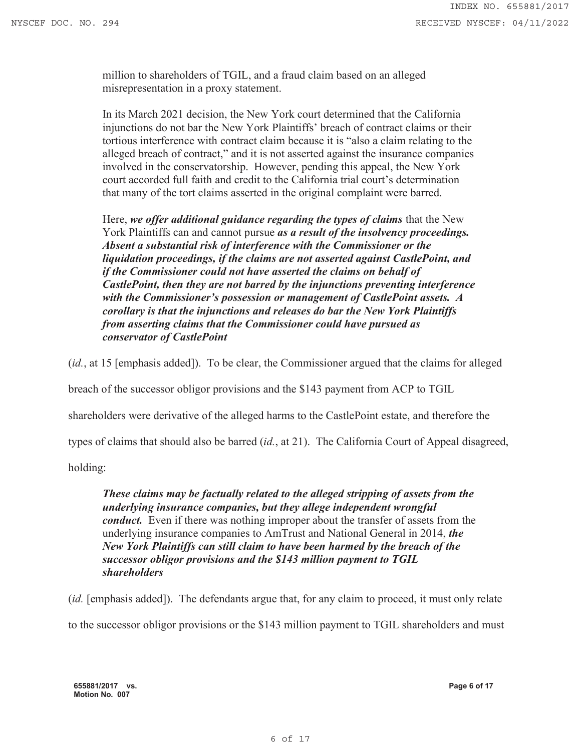> million to shareholders of TGIL, and a fraud claim based on an alleged misrepresentation in a proxy statement.
>
> In its March 2021 decision, the New York court determined that the California injunctions do not bar the New York Plaintiffs' breach of contract claims or their tortious interference with contract claim because it is "also a claim relating to the alleged breach of contract," and it is not asserted against the insurance companies involved in the conservatorship. However, pending this appeal, the New York court accorded full faith and credit to the California trial court's determination that many of the tort claims asserted in the original complaint were barred.
>
> Here, ***we offer additional guidance regarding the types of claims*** that the New York Plaintiffs can and cannot pursue ***as a result of the insolvency proceedings. Absent a substantial risk of interference with the Commissioner or the liquidation proceedings, if the claims are not asserted against CastlePoint, and if the Commissioner could not have asserted the claims on behalf of CastlePoint, then they are not barred by the injunctions preventing interference with the Commissioner's possession or management of CastlePoint assets. A corollary is that the injunctions and releases do bar the New York Plaintiffs from asserting claims that the Commissioner could have pursued as conservator of CastlePoint***

(*id.*, at 15 [emphasis added]). To be clear, the Commissioner argued that the claims for alleged breach of the successor obligor provisions and the $143 payment from ACP to TGIL shareholders were derivative of the alleged harms to the CastlePoint estate, and therefore the types of claims that should also be barred (*id.*, at 21). The California Court of Appeal disagreed, holding:

> ***These claims may be factually related to the alleged stripping of assets from the underlying insurance companies, but they allege independent wrongful conduct.*** Even if there was nothing improper about the transfer of assets from the underlying insurance companies to AmTrust and National General in 2014, ***the New York Plaintiffs can still claim to have been harmed by the breach of the successor obligor provisions and the $143 million payment to TGIL shareholders***

(*id.* [emphasis added]). The defendants argue that, for any claim to proceed, it must only relate to the successor obligor provisions or the $143 million payment to TGIL shareholders and must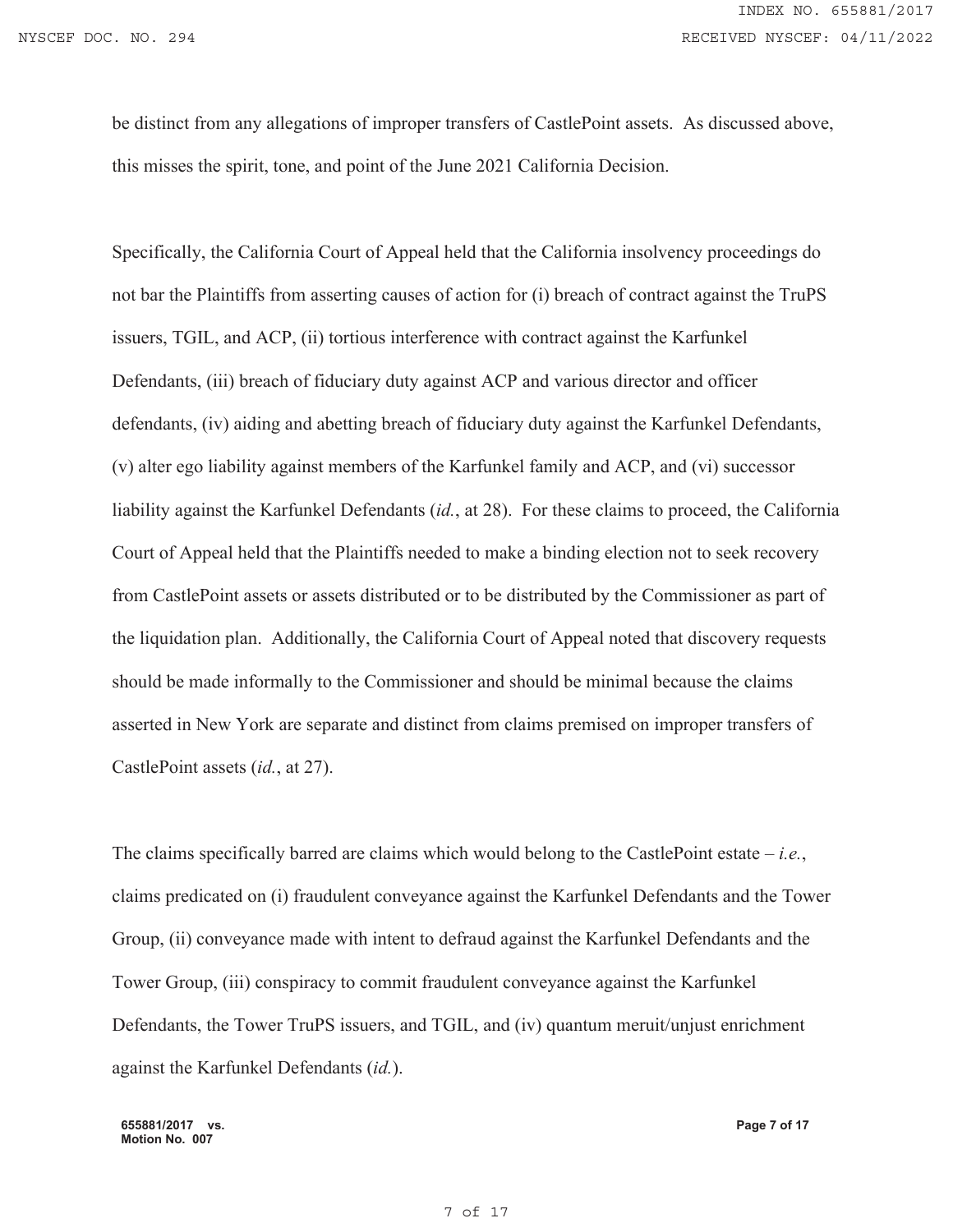be distinct from any allegations of improper transfers of CastlePoint assets. As discussed above, this misses the spirit, tone, and point of the June 2021 California Decision.

Specifically, the California Court of Appeal held that the California insolvency proceedings do not bar the Plaintiffs from asserting causes of action for (i) breach of contract against the TruPS issuers, TGIL, and ACP, (ii) tortious interference with contract against the Karfunkel Defendants, (iii) breach of fiduciary duty against ACP and various director and officer defendants, (iv) aiding and abetting breach of fiduciary duty against the Karfunkel Defendants, (v) alter ego liability against members of the Karfunkel family and ACP, and (vi) successor liability against the Karfunkel Defendants (*id.*, at 28). For these claims to proceed, the California Court of Appeal held that the Plaintiffs needed to make a binding election not to seek recovery from CastlePoint assets or assets distributed or to be distributed by the Commissioner as part of the liquidation plan. Additionally, the California Court of Appeal noted that discovery requests should be made informally to the Commissioner and should be minimal because the claims asserted in New York are separate and distinct from claims premised on improper transfers of CastlePoint assets (*id.*, at 27).

The claims specifically barred are claims which would belong to the CastlePoint estate – *i.e.*, claims predicated on (i) fraudulent conveyance against the Karfunkel Defendants and the Tower Group, (ii) conveyance made with intent to defraud against the Karfunkel Defendants and the Tower Group, (iii) conspiracy to commit fraudulent conveyance against the Karfunkel Defendants, the Tower TruPS issuers, and TGIL, and (iv) quantum meruit/unjust enrichment against the Karfunkel Defendants (*id.*).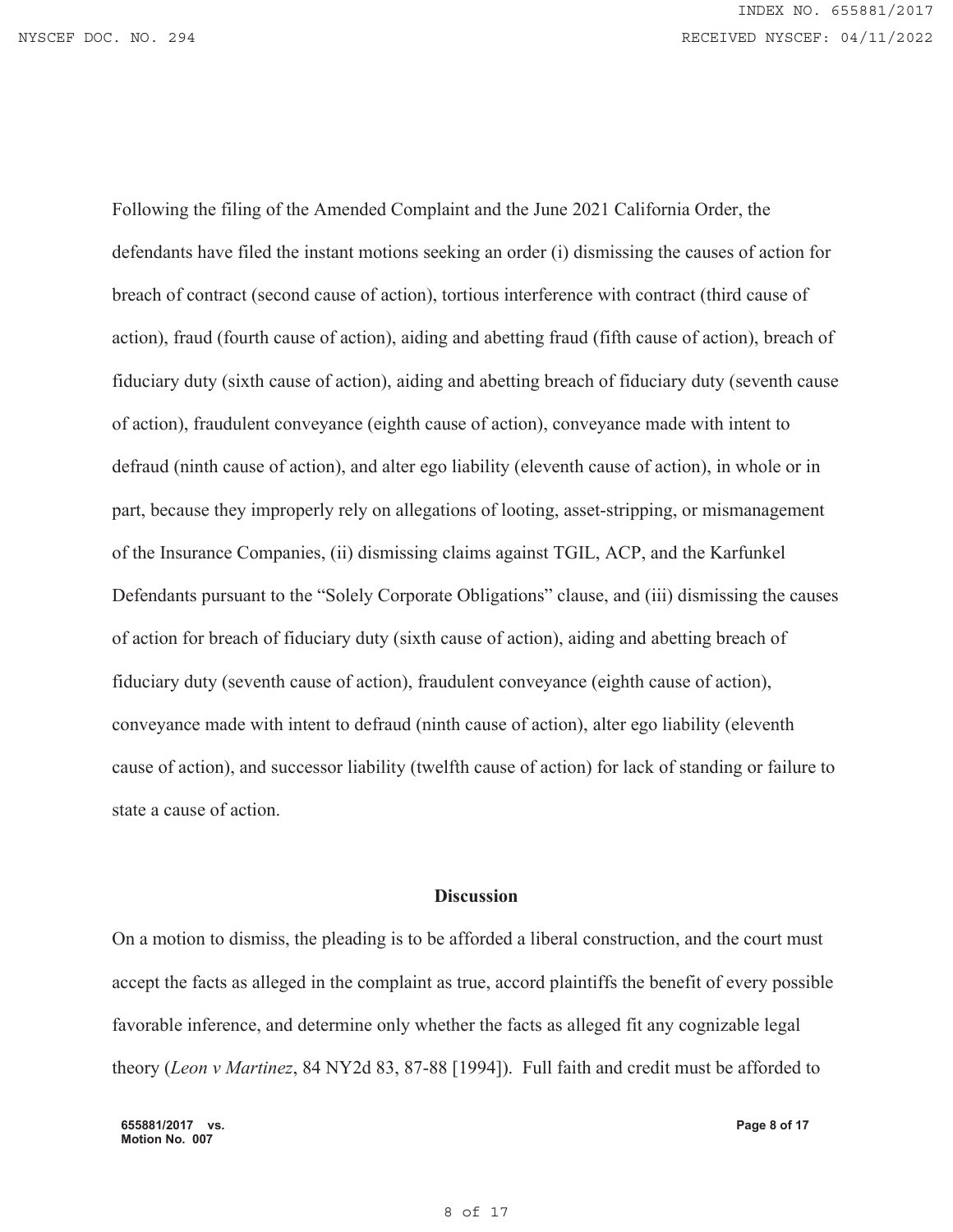Following the filing of the Amended Complaint and the June 2021 California Order, the defendants have filed the instant motions seeking an order (i) dismissing the causes of action for breach of contract (second cause of action), tortious interference with contract (third cause of action), fraud (fourth cause of action), aiding and abetting fraud (fifth cause of action), breach of fiduciary duty (sixth cause of action), aiding and abetting breach of fiduciary duty (seventh cause of action), fraudulent conveyance (eighth cause of action), conveyance made with intent to defraud (ninth cause of action), and alter ego liability (eleventh cause of action), in whole or in part, because they improperly rely on allegations of looting, asset-stripping, or mismanagement of the Insurance Companies, (ii) dismissing claims against TGIL, ACP, and the Karfunkel Defendants pursuant to the "Solely Corporate Obligations" clause, and (iii) dismissing the causes of action for breach of fiduciary duty (sixth cause of action), aiding and abetting breach of fiduciary duty (seventh cause of action), fraudulent conveyance (eighth cause of action), conveyance made with intent to defraud (ninth cause of action), alter ego liability (eleventh cause of action), and successor liability (twelfth cause of action) for lack of standing or failure to state a cause of action.

**Discussion**

On a motion to dismiss, the pleading is to be afforded a liberal construction, and the court must accept the facts as alleged in the complaint as true, accord plaintiffs the benefit of every possible favorable inference, and determine only whether the facts as alleged fit any cognizable legal theory (*Leon v Martinez*, 84 NY2d 83, 87-88 [1994]). Full faith and credit must be afforded to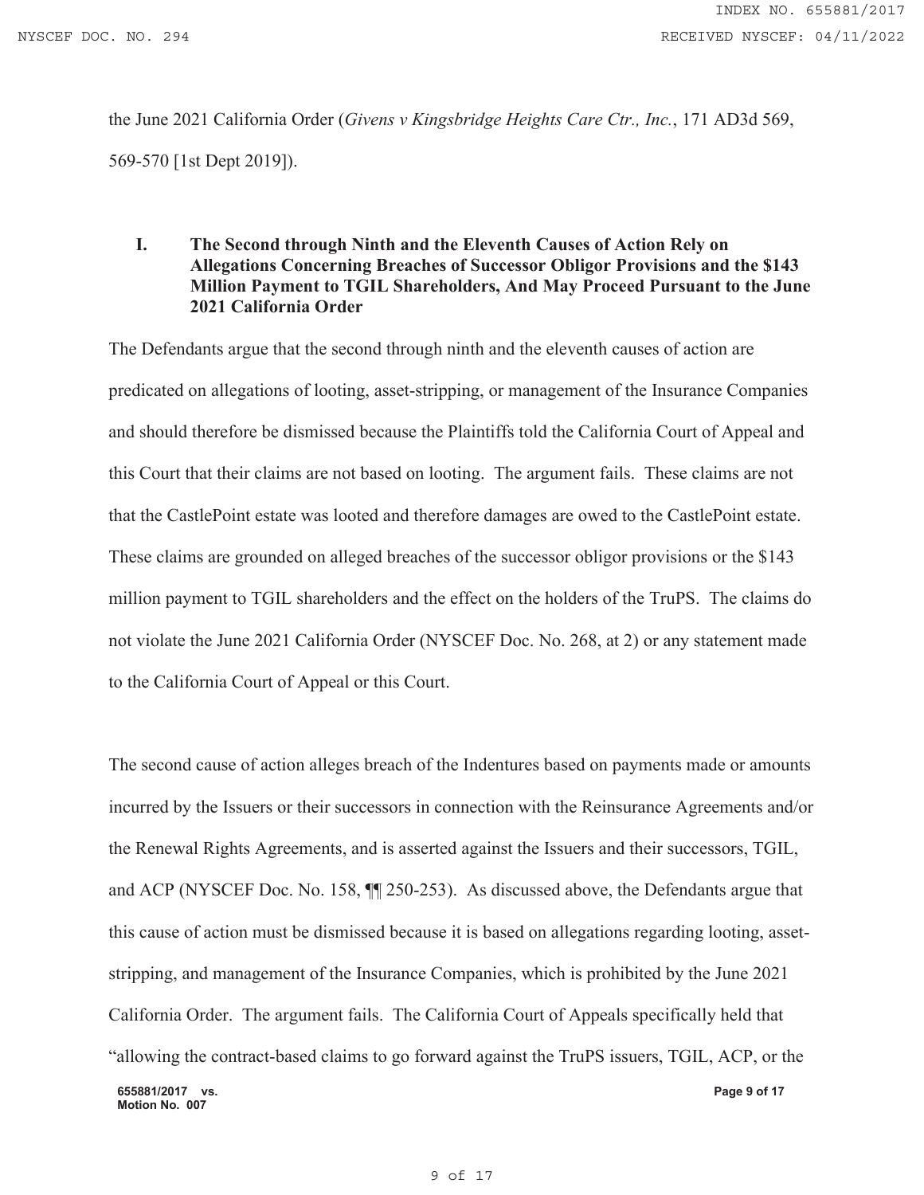the June 2021 California Order (*Givens v Kingsbridge Heights Care Ctr., Inc.*, 171 AD3d 569, 569-570 [1st Dept 2019]).

## I. The Second through Ninth and the Eleventh Causes of Action Rely on Allegations Concerning Breaches of Successor Obligor Provisions and the $143 Million Payment to TGIL Shareholders, And May Proceed Pursuant to the June 2021 California Order

The Defendants argue that the second through ninth and the eleventh causes of action are predicated on allegations of looting, asset-stripping, or management of the Insurance Companies and should therefore be dismissed because the Plaintiffs told the California Court of Appeal and this Court that their claims are not based on looting. The argument fails. These claims are not that the CastlePoint estate was looted and therefore damages are owed to the CastlePoint estate. These claims are grounded on alleged breaches of the successor obligor provisions or the $143 million payment to TGIL shareholders and the effect on the holders of the TruPS. The claims do not violate the June 2021 California Order (NYSCEF Doc. No. 268, at 2) or any statement made to the California Court of Appeal or this Court.

The second cause of action alleges breach of the Indentures based on payments made or amounts incurred by the Issuers or their successors in connection with the Reinsurance Agreements and/or the Renewal Rights Agreements, and is asserted against the Issuers and their successors, TGIL, and ACP (NYSCEF Doc. No. 158, ¶¶ 250-253). As discussed above, the Defendants argue that this cause of action must be dismissed because it is based on allegations regarding looting, asset-stripping, and management of the Insurance Companies, which is prohibited by the June 2021 California Order. The argument fails. The California Court of Appeals specifically held that "allowing the contract-based claims to go forward against the TruPS issuers, TGIL, ACP, or the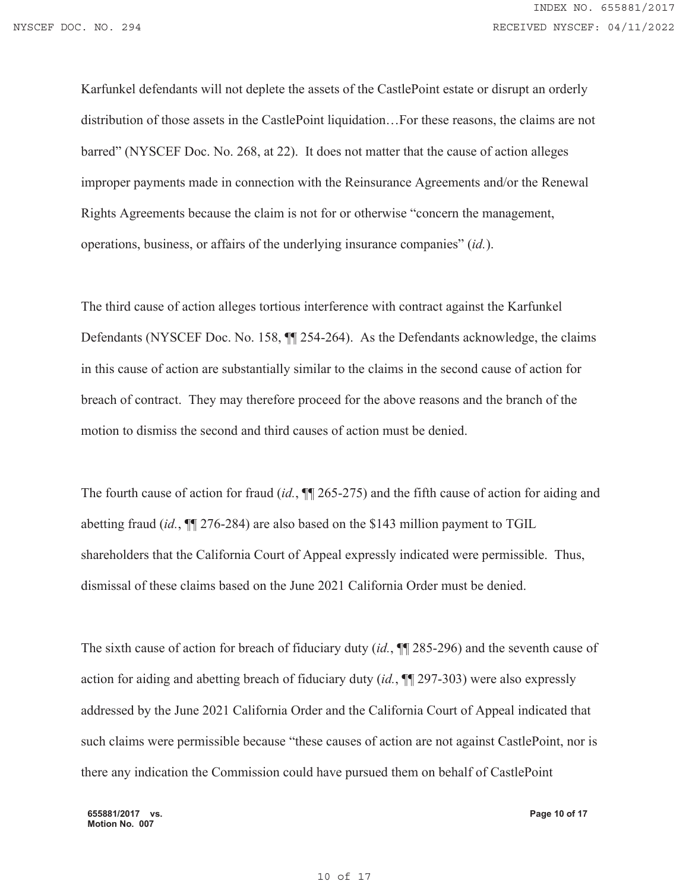Karfunkel defendants will not deplete the assets of the CastlePoint estate or disrupt an orderly distribution of those assets in the CastlePoint liquidation…For these reasons, the claims are not barred" (NYSCEF Doc. No. 268, at 22). It does not matter that the cause of action alleges improper payments made in connection with the Reinsurance Agreements and/or the Renewal Rights Agreements because the claim is not for or otherwise "concern the management, operations, business, or affairs of the underlying insurance companies" (*id.*).

The third cause of action alleges tortious interference with contract against the Karfunkel Defendants (NYSCEF Doc. No. 158, ¶¶ 254-264). As the Defendants acknowledge, the claims in this cause of action are substantially similar to the claims in the second cause of action for breach of contract. They may therefore proceed for the above reasons and the branch of the motion to dismiss the second and third causes of action must be denied.

The fourth cause of action for fraud (*id.*, ¶¶ 265-275) and the fifth cause of action for aiding and abetting fraud (*id.*, ¶¶ 276-284) are also based on the $143 million payment to TGIL shareholders that the California Court of Appeal expressly indicated were permissible. Thus, dismissal of these claims based on the June 2021 California Order must be denied.

The sixth cause of action for breach of fiduciary duty (*id.*, ¶¶ 285-296) and the seventh cause of action for aiding and abetting breach of fiduciary duty (*id.*, ¶¶ 297-303) were also expressly addressed by the June 2021 California Order and the California Court of Appeal indicated that such claims were permissible because "these causes of action are not against CastlePoint, nor is there any indication the Commission could have pursued them on behalf of CastlePoint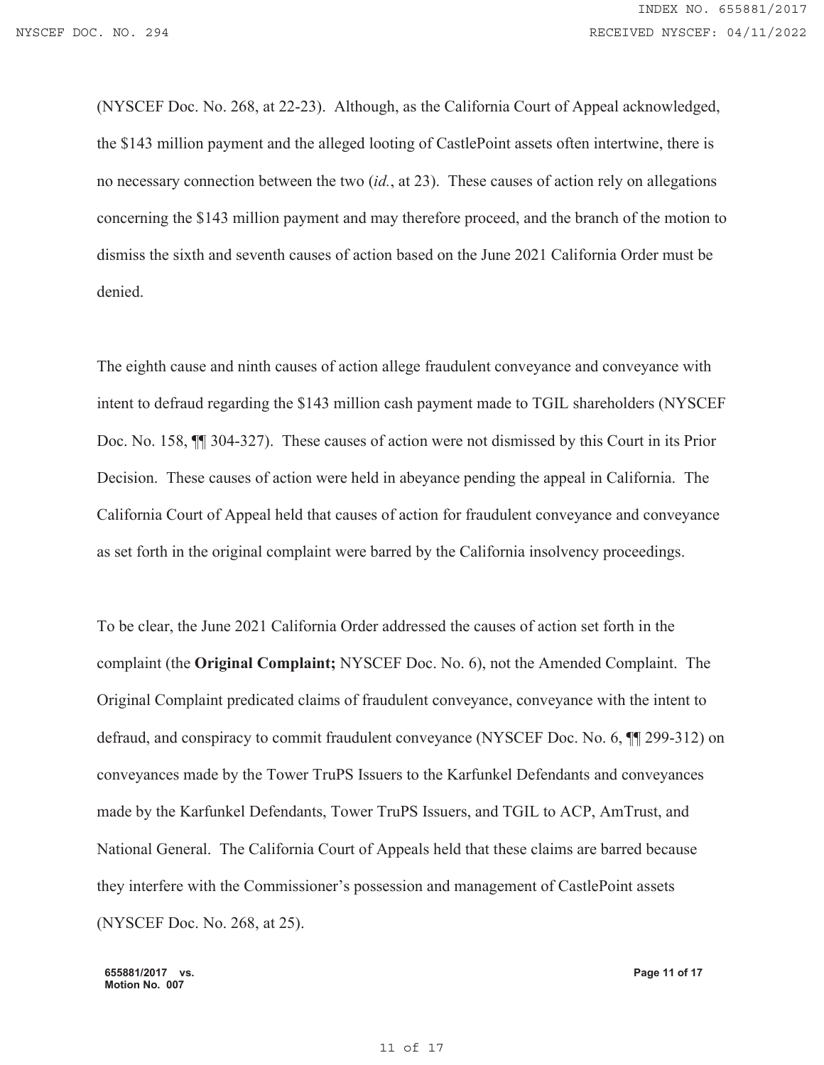(NYSCEF Doc. No. 268, at 22-23). Although, as the California Court of Appeal acknowledged, the $143 million payment and the alleged looting of CastlePoint assets often intertwine, there is no necessary connection between the two (*id.*, at 23). These causes of action rely on allegations concerning the $143 million payment and may therefore proceed, and the branch of the motion to dismiss the sixth and seventh causes of action based on the June 2021 California Order must be denied.

The eighth cause and ninth causes of action allege fraudulent conveyance and conveyance with intent to defraud regarding the $143 million cash payment made to TGIL shareholders (NYSCEF Doc. No. 158, ¶¶ 304-327). These causes of action were not dismissed by this Court in its Prior Decision. These causes of action were held in abeyance pending the appeal in California. The California Court of Appeal held that causes of action for fraudulent conveyance and conveyance as set forth in the original complaint were barred by the California insolvency proceedings.

To be clear, the June 2021 California Order addressed the causes of action set forth in the complaint (the **Original Complaint;** NYSCEF Doc. No. 6), not the Amended Complaint. The Original Complaint predicated claims of fraudulent conveyance, conveyance with the intent to defraud, and conspiracy to commit fraudulent conveyance (NYSCEF Doc. No. 6, ¶¶ 299-312) on conveyances made by the Tower TruPS Issuers to the Karfunkel Defendants and conveyances made by the Karfunkel Defendants, Tower TruPS Issuers, and TGIL to ACP, AmTrust, and National General. The California Court of Appeals held that these claims are barred because they interfere with the Commissioner's possession and management of CastlePoint assets (NYSCEF Doc. No. 268, at 25).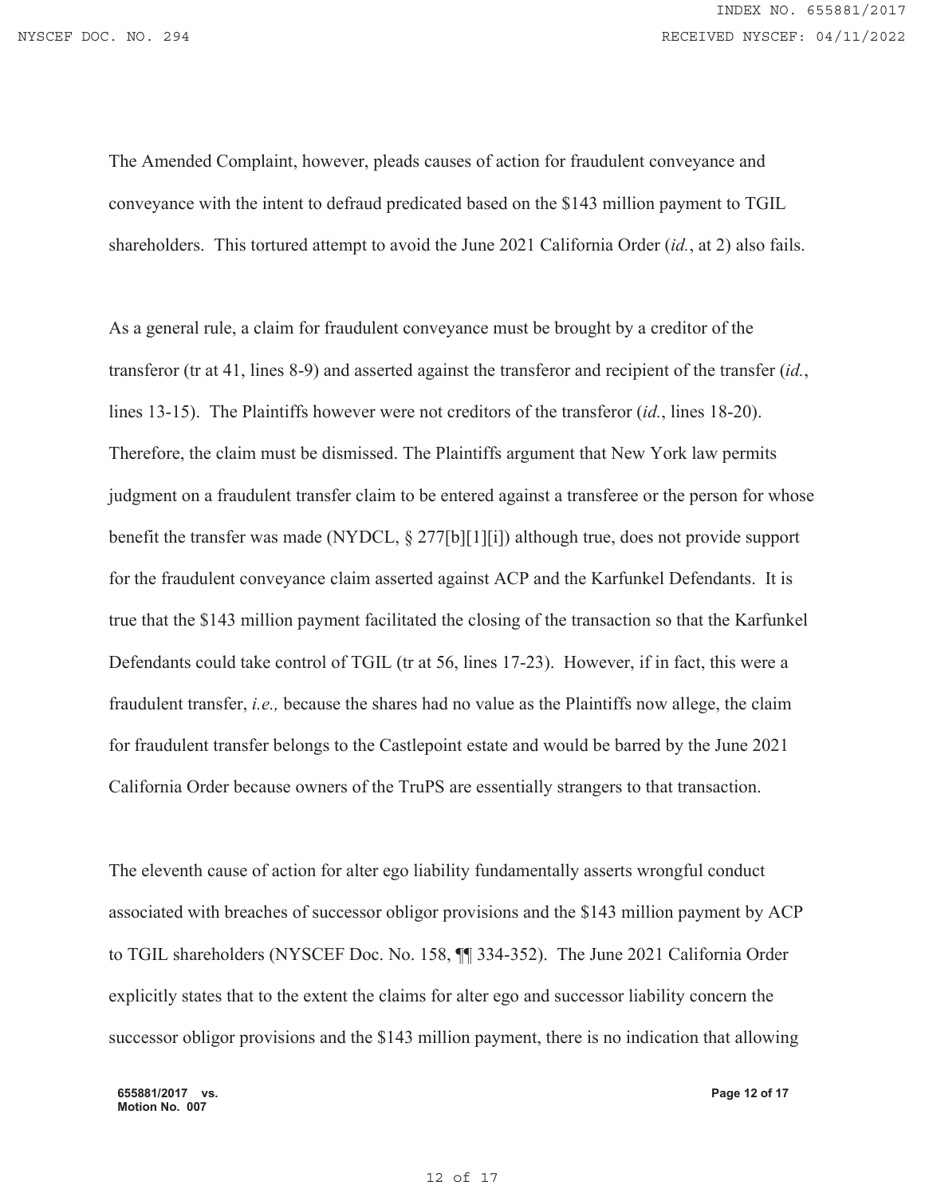The Amended Complaint, however, pleads causes of action for fraudulent conveyance and conveyance with the intent to defraud predicated based on the $143 million payment to TGIL shareholders. This tortured attempt to avoid the June 2021 California Order (*id.*, at 2) also fails.

As a general rule, a claim for fraudulent conveyance must be brought by a creditor of the transferor (tr at 41, lines 8-9) and asserted against the transferor and recipient of the transfer (*id.*, lines 13-15). The Plaintiffs however were not creditors of the transferor (*id.*, lines 18-20). Therefore, the claim must be dismissed. The Plaintiffs argument that New York law permits judgment on a fraudulent transfer claim to be entered against a transferee or the person for whose benefit the transfer was made (NYDCL, § 277[b][1][i]) although true, does not provide support for the fraudulent conveyance claim asserted against ACP and the Karfunkel Defendants. It is true that the $143 million payment facilitated the closing of the transaction so that the Karfunkel Defendants could take control of TGIL (tr at 56, lines 17-23). However, if in fact, this were a fraudulent transfer, *i.e.,* because the shares had no value as the Plaintiffs now allege, the claim for fraudulent transfer belongs to the Castlepoint estate and would be barred by the June 2021 California Order because owners of the TruPS are essentially strangers to that transaction.

The eleventh cause of action for alter ego liability fundamentally asserts wrongful conduct associated with breaches of successor obligor provisions and the $143 million payment by ACP to TGIL shareholders (NYSCEF Doc. No. 158, ¶¶ 334-352). The June 2021 California Order explicitly states that to the extent the claims for alter ego and successor liability concern the successor obligor provisions and the $143 million payment, there is no indication that allowing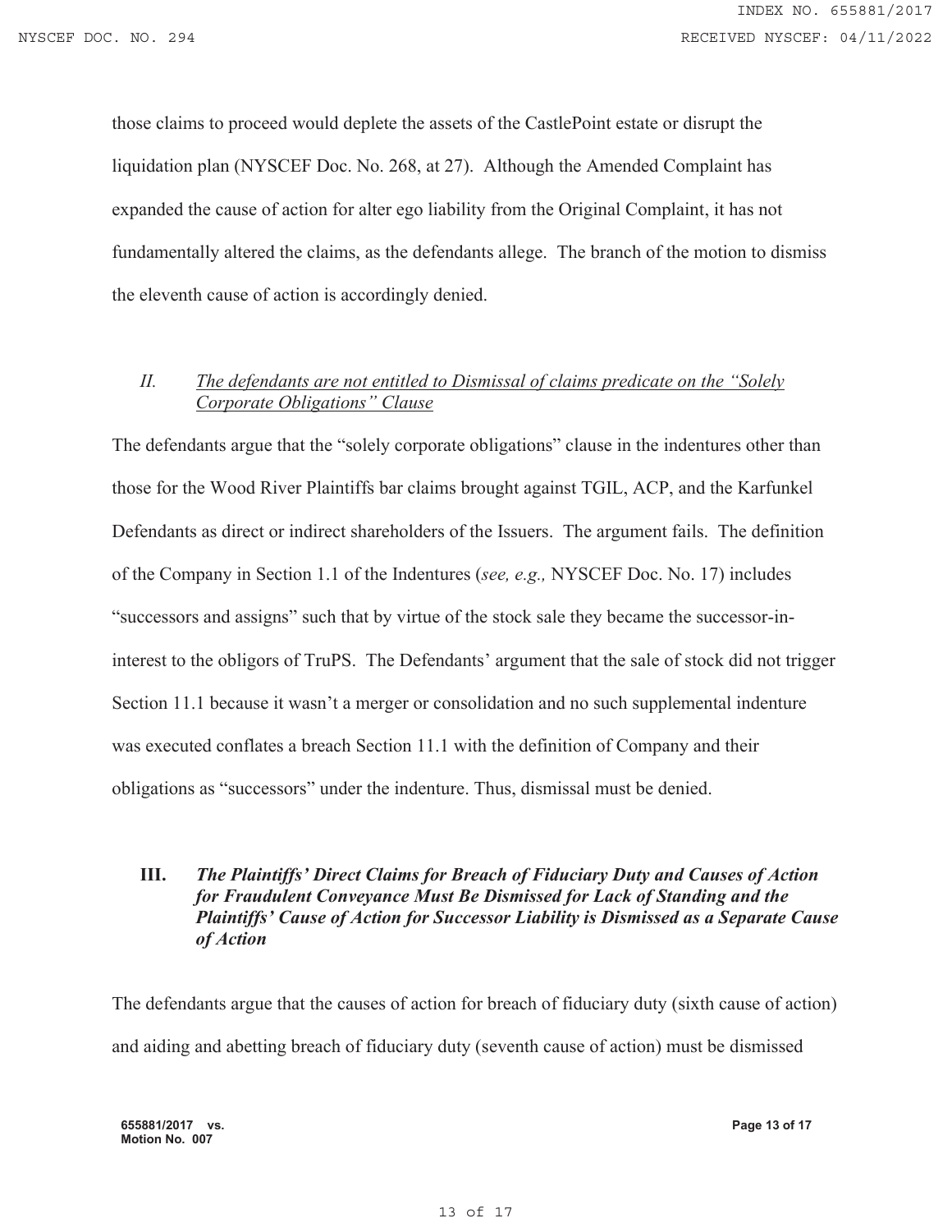those claims to proceed would deplete the assets of the CastlePoint estate or disrupt the liquidation plan (NYSCEF Doc. No. 268, at 27). Although the Amended Complaint has expanded the cause of action for alter ego liability from the Original Complaint, it has not fundamentally altered the claims, as the defendants allege. The branch of the motion to dismiss the eleventh cause of action is accordingly denied.

## *II. <u>The defendants are not entitled to Dismissal of claims predicate on the "Solely Corporate Obligations" Clause</u>*

The defendants argue that the "solely corporate obligations" clause in the indentures other than those for the Wood River Plaintiffs bar claims brought against TGIL, ACP, and the Karfunkel Defendants as direct or indirect shareholders of the Issuers. The argument fails. The definition of the Company in Section 1.1 of the Indentures (*see, e.g.,* NYSCEF Doc. No. 17) includes "successors and assigns" such that by virtue of the stock sale they became the successor-in-interest to the obligors of TruPS. The Defendants' argument that the sale of stock did not trigger Section 11.1 because it wasn't a merger or consolidation and no such supplemental indenture was executed conflates a breach Section 11.1 with the definition of Company and their obligations as "successors" under the indenture. Thus, dismissal must be denied.

## ***III. The Plaintiffs' Direct Claims for Breach of Fiduciary Duty and Causes of Action for Fraudulent Conveyance Must Be Dismissed for Lack of Standing and the Plaintiffs' Cause of Action for Successor Liability is Dismissed as a Separate Cause of Action***

The defendants argue that the causes of action for breach of fiduciary duty (sixth cause of action) and aiding and abetting breach of fiduciary duty (seventh cause of action) must be dismissed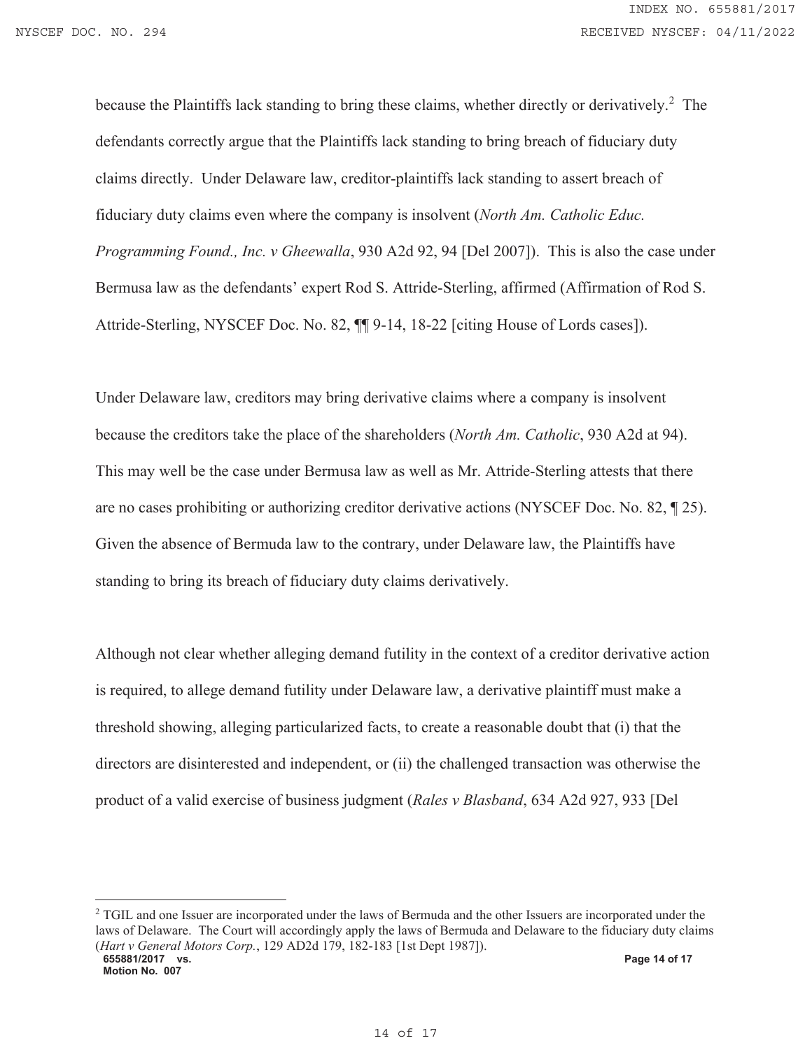because the Plaintiffs lack standing to bring these claims, whether directly or derivatively.[2] The defendants correctly argue that the Plaintiffs lack standing to bring breach of fiduciary duty claims directly. Under Delaware law, creditor-plaintiffs lack standing to assert breach of fiduciary duty claims even where the company is insolvent (*North Am. Catholic Educ. Programming Found., Inc. v Gheewalla*, 930 A2d 92, 94 [Del 2007]). This is also the case under Bermusa law as the defendants' expert Rod S. Attride-Sterling, affirmed (Affirmation of Rod S. Attride-Sterling, NYSCEF Doc. No. 82, ¶¶ 9-14, 18-22 [citing House of Lords cases]).

Under Delaware law, creditors may bring derivative claims where a company is insolvent because the creditors take the place of the shareholders (*North Am. Catholic*, 930 A2d at 94). This may well be the case under Bermusa law as well as Mr. Attride-Sterling attests that there are no cases prohibiting or authorizing creditor derivative actions (NYSCEF Doc. No. 82, ¶ 25). Given the absence of Bermuda law to the contrary, under Delaware law, the Plaintiffs have standing to bring its breach of fiduciary duty claims derivatively.

Although not clear whether alleging demand futility in the context of a creditor derivative action is required, to allege demand futility under Delaware law, a derivative plaintiff must make a threshold showing, alleging particularized facts, to create a reasonable doubt that (i) that the directors are disinterested and independent, or (ii) the challenged transaction was otherwise the product of a valid exercise of business judgment (*Rales v Blasband*, 634 A2d 927, 933 [Del

---

[2] TGIL and one Issuer are incorporated under the laws of Bermuda and the other Issuers are incorporated under the laws of Delaware. The Court will accordingly apply the laws of Bermuda and Delaware to the fiduciary duty claims (*Hart v General Motors Corp.*, 129 AD2d 179, 182-183 [1st Dept 1987]).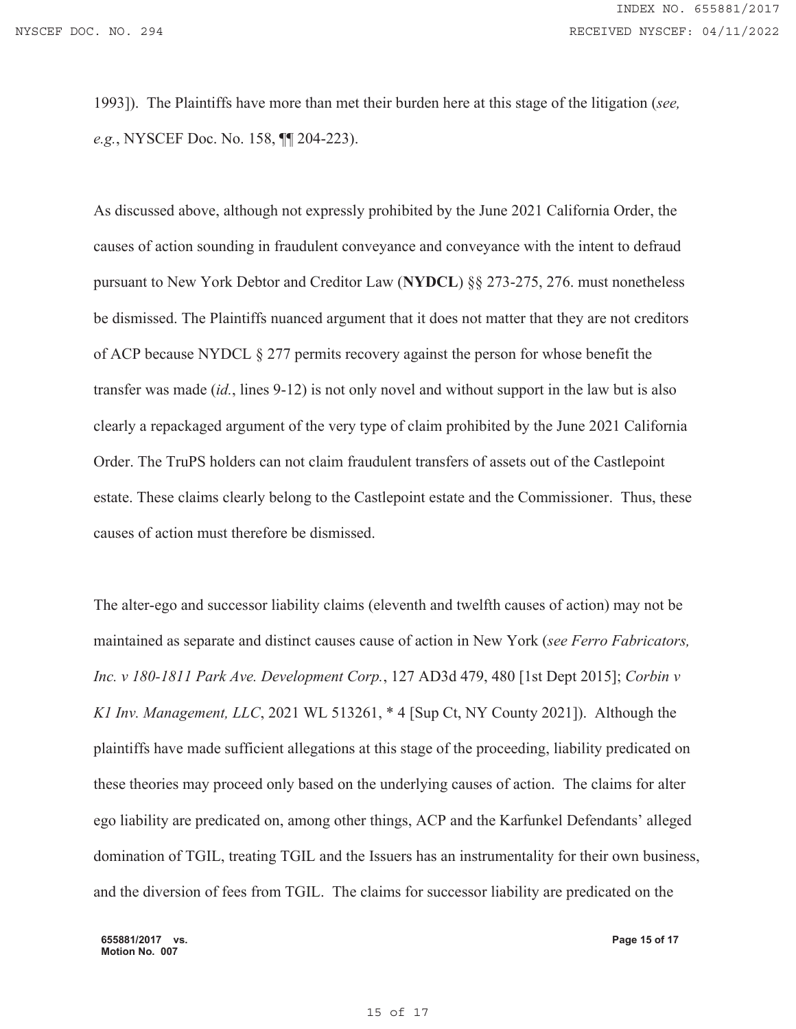1993]). The Plaintiffs have more than met their burden here at this stage of the litigation (*see, e.g.*, NYSCEF Doc. No. 158, ¶¶ 204-223).

As discussed above, although not expressly prohibited by the June 2021 California Order, the causes of action sounding in fraudulent conveyance and conveyance with the intent to defraud pursuant to New York Debtor and Creditor Law (**NYDCL**) §§ 273-275, 276. must nonetheless be dismissed. The Plaintiffs nuanced argument that it does not matter that they are not creditors of ACP because NYDCL § 277 permits recovery against the person for whose benefit the transfer was made (*id.*, lines 9-12) is not only novel and without support in the law but is also clearly a repackaged argument of the very type of claim prohibited by the June 2021 California Order. The TruPS holders can not claim fraudulent transfers of assets out of the Castlepoint estate. These claims clearly belong to the Castlepoint estate and the Commissioner. Thus, these causes of action must therefore be dismissed.

The alter-ego and successor liability claims (eleventh and twelfth causes of action) may not be maintained as separate and distinct causes cause of action in New York (*see Ferro Fabricators, Inc. v 180-1811 Park Ave. Development Corp.*, 127 AD3d 479, 480 [1st Dept 2015]; *Corbin v K1 Inv. Management, LLC*, 2021 WL 513261, * 4 [Sup Ct, NY County 2021]). Although the plaintiffs have made sufficient allegations at this stage of the proceeding, liability predicated on these theories may proceed only based on the underlying causes of action. The claims for alter ego liability are predicated on, among other things, ACP and the Karfunkel Defendants' alleged domination of TGIL, treating TGIL and the Issuers has an instrumentality for their own business, and the diversion of fees from TGIL. The claims for successor liability are predicated on the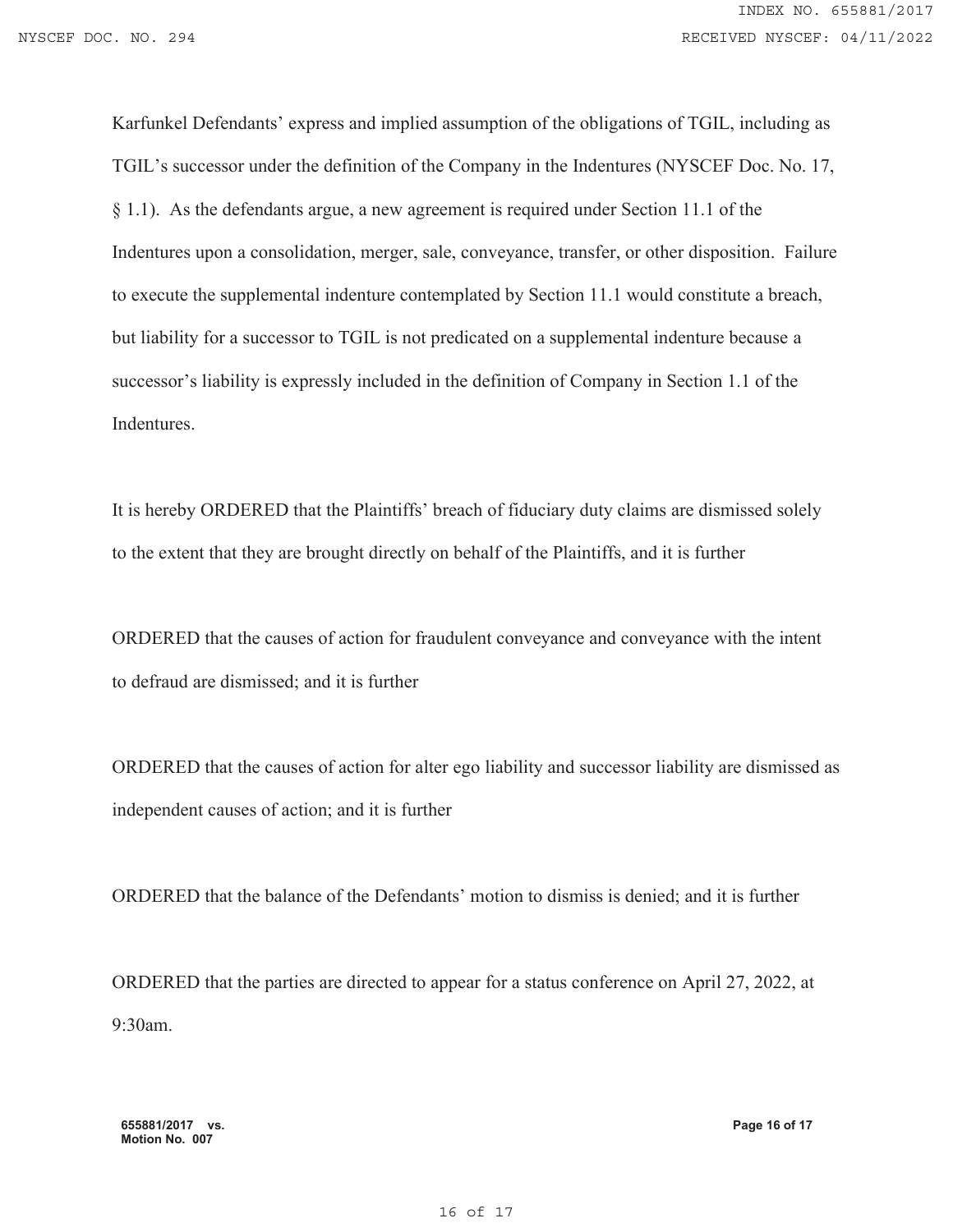Karfunkel Defendants' express and implied assumption of the obligations of TGIL, including as TGIL's successor under the definition of the Company in the Indentures (NYSCEF Doc. No. 17, § 1.1). As the defendants argue, a new agreement is required under Section 11.1 of the Indentures upon a consolidation, merger, sale, conveyance, transfer, or other disposition. Failure to execute the supplemental indenture contemplated by Section 11.1 would constitute a breach, but liability for a successor to TGIL is not predicated on a supplemental indenture because a successor's liability is expressly included in the definition of Company in Section 1.1 of the Indentures.

It is hereby ORDERED that the Plaintiffs' breach of fiduciary duty claims are dismissed solely to the extent that they are brought directly on behalf of the Plaintiffs, and it is further

ORDERED that the causes of action for fraudulent conveyance and conveyance with the intent to defraud are dismissed; and it is further

ORDERED that the causes of action for alter ego liability and successor liability are dismissed as independent causes of action; and it is further

ORDERED that the balance of the Defendants' motion to dismiss is denied; and it is further

ORDERED that the parties are directed to appear for a status conference on April 27, 2022, at 9:30am.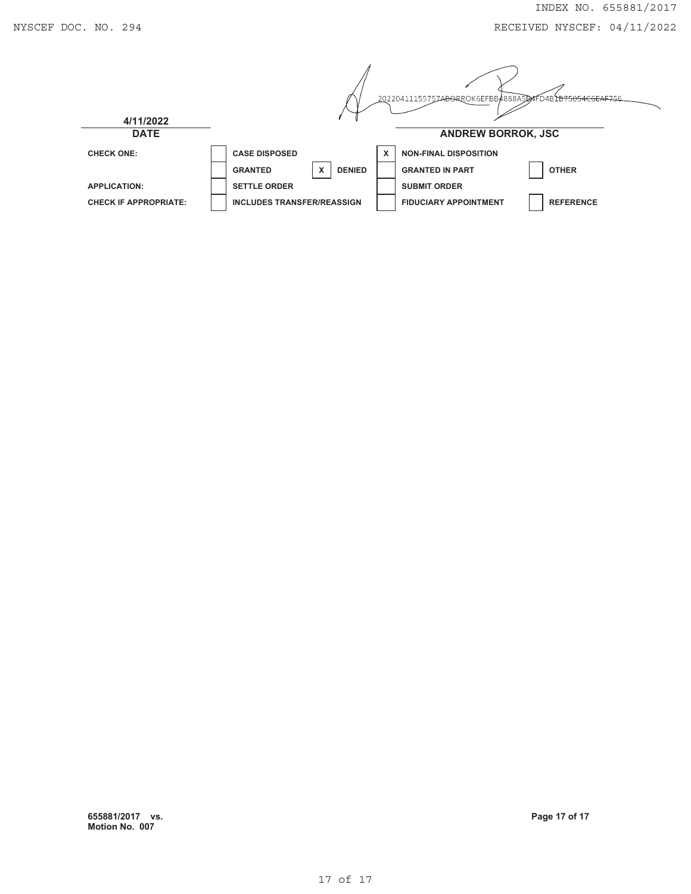20220411155757ABORROK6EFBB4888A5D4FD4B1B75054C6EAF756

| | | | | | | |
|---|---|---|---|---|---|---|
| 4/11/2022 | | | | ANDREW BORROK, JSC | | |
| **DATE** | | | | | | |
| **CHECK ONE:** | | **CASE DISPOSED** | X | **NON-FINAL DISPOSITION** | | |
| | | **GRANTED** | X **DENIED** | **GRANTED IN PART** | | **OTHER** |
| **APPLICATION:** | | **SETTLE ORDER** | | **SUBMIT ORDER** | | |
| **CHECK IF APPROPRIATE:** | | **INCLUDES TRANSFER/REASSIGN** | | **FIDUCIARY APPOINTMENT** | | **REFERENCE** |

**655881/2017 vs.**
**Motion No. 007**

**Page 17 of 17**